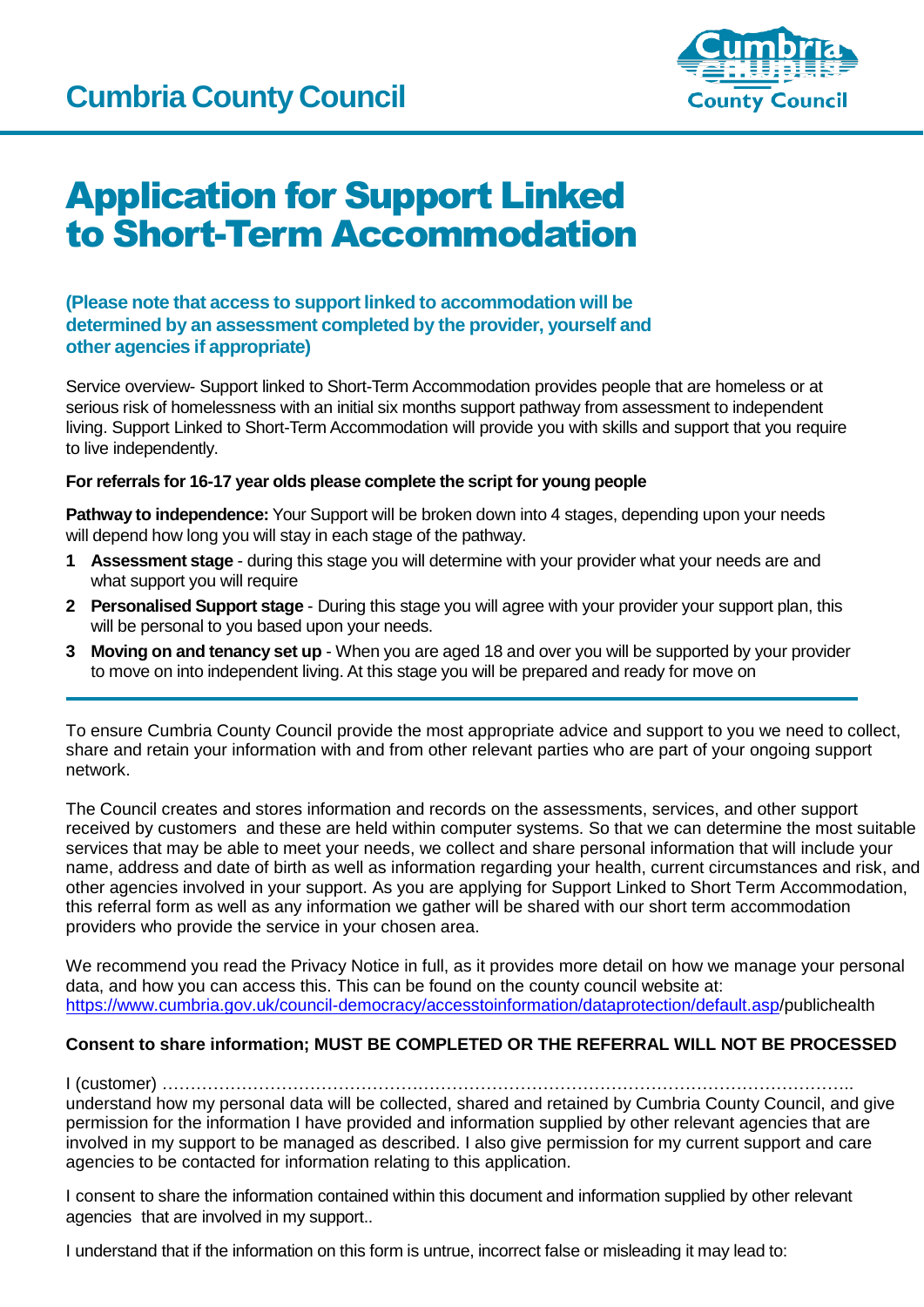# Cumbria County Council

# Application for Support Linked to Short-Term Accommodation

**(Please note that access to support linked to accommodation will be determined by an assessment completed by the provider, yourself and other agencies if appropriate)**

Service overview- Support linked to Short-Term Accommodation provides people that are homeless or at serious risk of homelessness with an initial six months support pathway from assessment to independent living. Support Linked to Short-Term Accommodation will provide you with skills and support that you require to live independently.

**For referrals for 16-17 year olds please complete the script for young people**

**Pathway to independence:** Your Support will be broken down into 4 stages, depending upon your needs will depend how long you will stay in each stage of the pathway.

1. **Assessment stage** - during this stage you will determine with your provider what your needs are and what support you will require
2. **Personalised Support stage** - During this stage you will agree with your provider your support plan, this will be personal to you based upon your needs.
3. **Moving on and tenancy set up** - When you are aged 18 and over you will be supported by your provider to move on into independent living. At this stage you will be prepared and ready for move on

---

To ensure Cumbria County Council provide the most appropriate advice and support to you we need to collect, share and retain your information with and from other relevant parties who are part of your ongoing support network.

The Council creates and stores information and records on the assessments, services, and other support received by customers and these are held within computer systems. So that we can determine the most suitable services that may be able to meet your needs, we collect and share personal information that will include your name, address and date of birth as well as information regarding your health, current circumstances and risk, and other agencies involved in your support. As you are applying for Support Linked to Short Term Accommodation, this referral form as well as any information we gather will be shared with our short term accommodation providers who provide the service in your chosen area.

We recommend you read the Privacy Notice in full, as it provides more detail on how we manage your personal data, and how you can access this. This can be found on the county council website at: https://www.cumbria.gov.uk/council-democracy/accesstoinformation/dataprotection/default.asp/publichealth

**Consent to share information; MUST BE COMPLETED OR THE REFERRAL WILL NOT BE PROCESSED**

I (customer) ……………………………………………………………………………………………………………..
understand how my personal data will be collected, shared and retained by Cumbria County Council, and give permission for the information I have provided and information supplied by other relevant agencies that are involved in my support to be managed as described. I also give permission for my current support and care agencies to be contacted for information relating to this application.

I consent to share the information contained within this document and information supplied by other relevant agencies that are involved in my support..

I understand that if the information on this form is untrue, incorrect false or misleading it may lead to: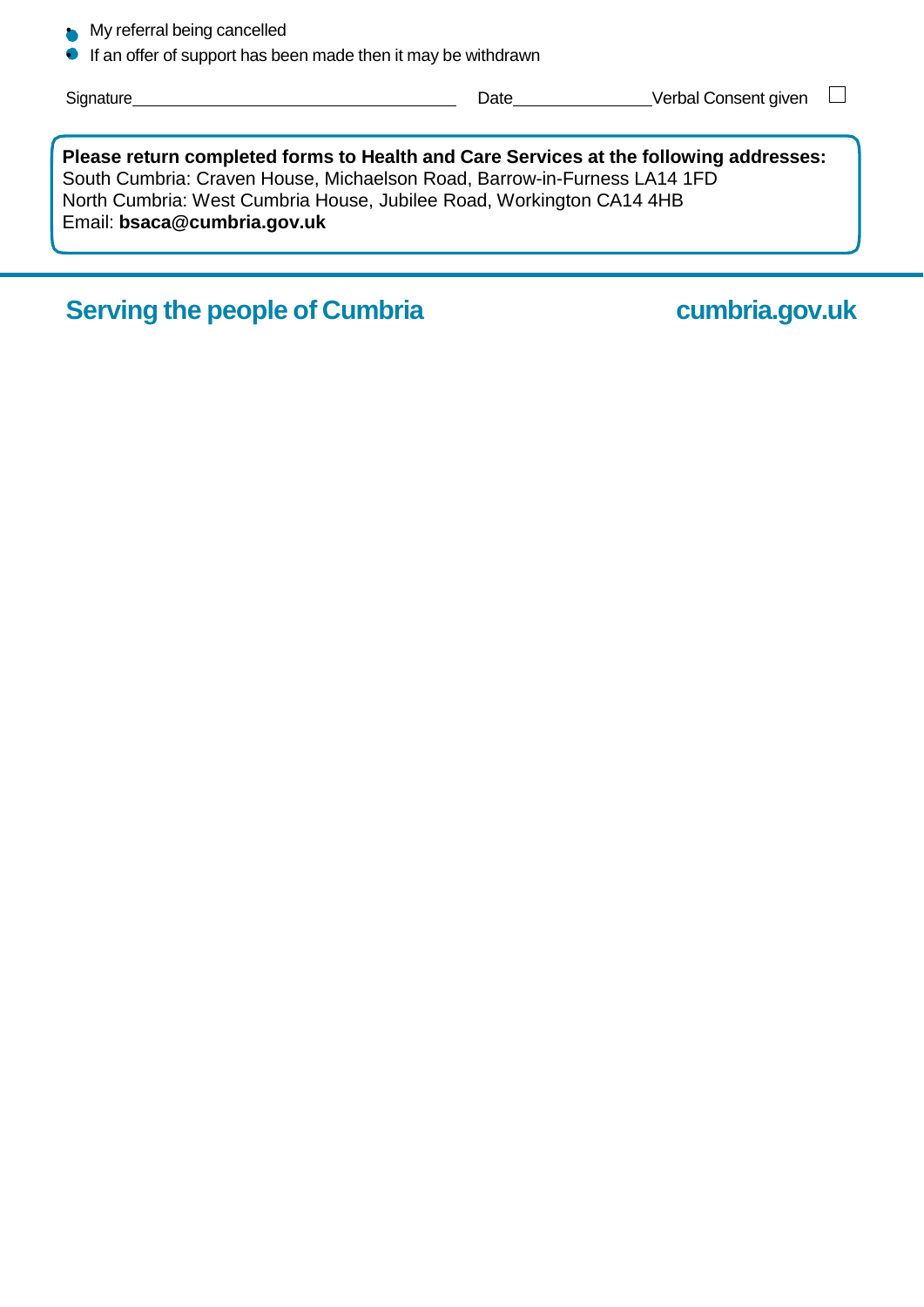- My referral being cancelled
- If an offer of support has been made then it may be withdrawn

Signature\_\_\_\_\_\_\_\_\_\_\_\_\_\_\_\_\_\_\_\_\_\_\_\_\_\_\_\_\_\_\_\_\_\_ Date\_\_\_\_\_\_\_\_\_\_\_\_\_\_\_ Verbal Consent given ☐

**Please return completed forms to Health and Care Services at the following addresses:**
South Cumbria: Craven House, Michaelson Road, Barrow-in-Furness LA14 1FD
North Cumbria: West Cumbria House, Jubilee Road, Workington CA14 4HB
Email: **bsaca@cumbria.gov.uk**

**Serving the people of Cumbria** **cumbria.gov.uk**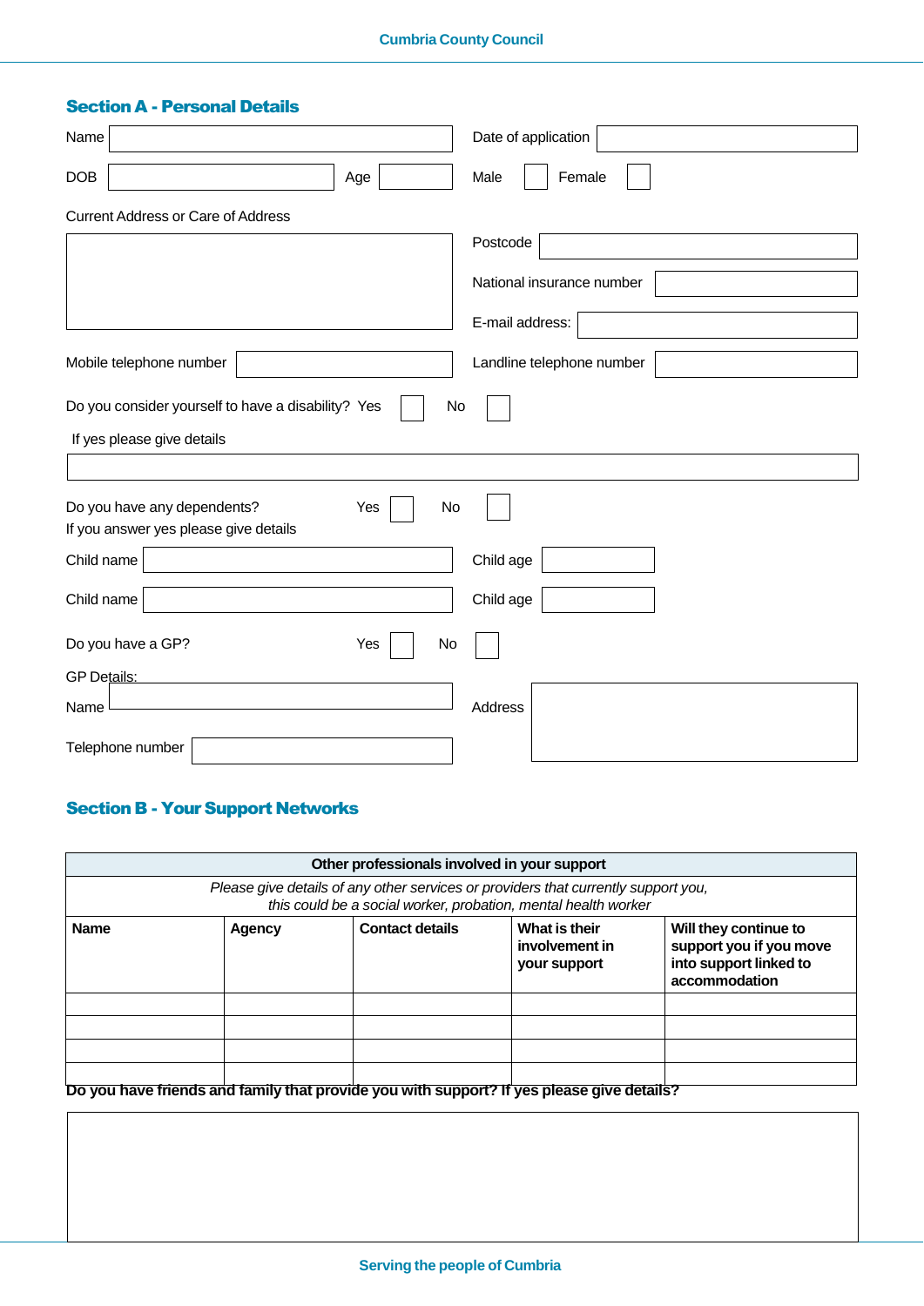## Section A - Personal Details

Name

Date of application

DOB

Age

Male

Female

Current Address or Care of Address

Postcode

National insurance number

E-mail address:

Mobile telephone number

Landline telephone number

Do you consider yourself to have a disability? Yes No

If yes please give details

Do you have any dependents? Yes No

If you answer yes please give details

Child name

Child age

Child name

Child age

Do you have a GP? Yes No

GP Details:

Name

Address

Telephone number

## Section B - Your Support Networks

| Other professionals involved in your support | | | | |
|---|---|---|---|---|
| *Please give details of any other services or providers that currently support you, this could be a social worker, probation, mental health worker* | | | | |
| **Name** | **Agency** | **Contact details** | **What is their involvement in your support** | **Will they continue to support you if you move into support linked to accommodation** |
| | | | | |
| | | | | |
| | | | | |
| | | | | |

**Do you have friends and family that provide you with support? If yes please give details?**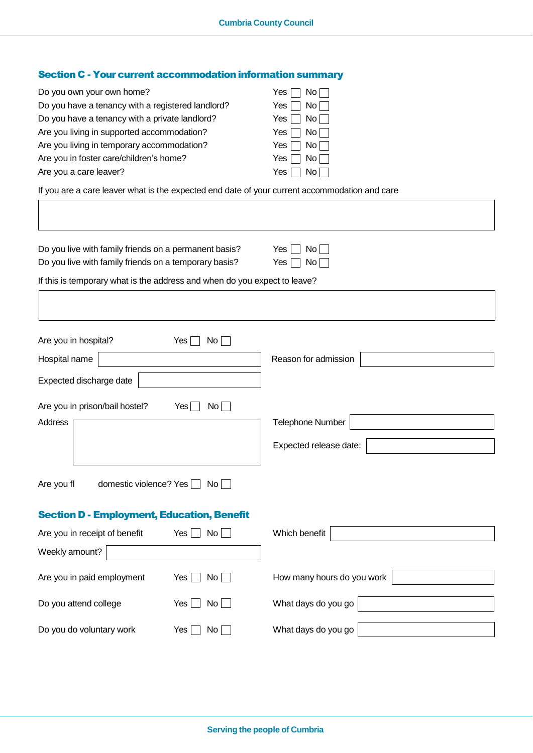## Section C - Your current accommodation information summary

| | | |
|---|---|---|
| Do you own your own home? | Yes ☐ | No ☐ |
| Do you have a tenancy with a registered landlord? | Yes ☐ | No ☐ |
| Do you have a tenancy with a private landlord? | Yes ☐ | No ☐ |
| Are you living in supported accommodation? | Yes ☐ | No ☐ |
| Are you living in temporary accommodation? | Yes ☐ | No ☐ |
| Are you in foster care/children's home? | Yes ☐ | No ☐ |
| Are you a care leaver? | Yes ☐ | No ☐ |

If you are a care leaver what is the expected end date of your current accommodation and care

| |
|---|
| |

| | | |
|---|---|---|
| Do you live with family friends on a permanent basis? | Yes ☐ | No ☐ |
| Do you live with family friends on a temporary basis? | Yes ☐ | No ☐ |

If this is temporary what is the address and when do you expect to leave?

| |
|---|
| |

Are you in hospital? Yes ☐ No ☐

Hospital name ______ Reason for admission ______

Expected discharge date ______

Are you in prison/bail hostel? Yes ☐ No ☐

Address ______ Telephone Number ______

Expected release date: ______

Are you fl domestic violence? Yes ☐ No ☐

## Section D - Employment, Education, Benefit

Are you in receipt of benefit Yes ☐ No ☐ Which benefit ______

Weekly amount? ______

Are you in paid employment Yes ☐ No ☐ How many hours do you work ______

Do you attend college Yes ☐ No ☐ What days do you go ______

Do you do voluntary work Yes ☐ No ☐ What days do you go ______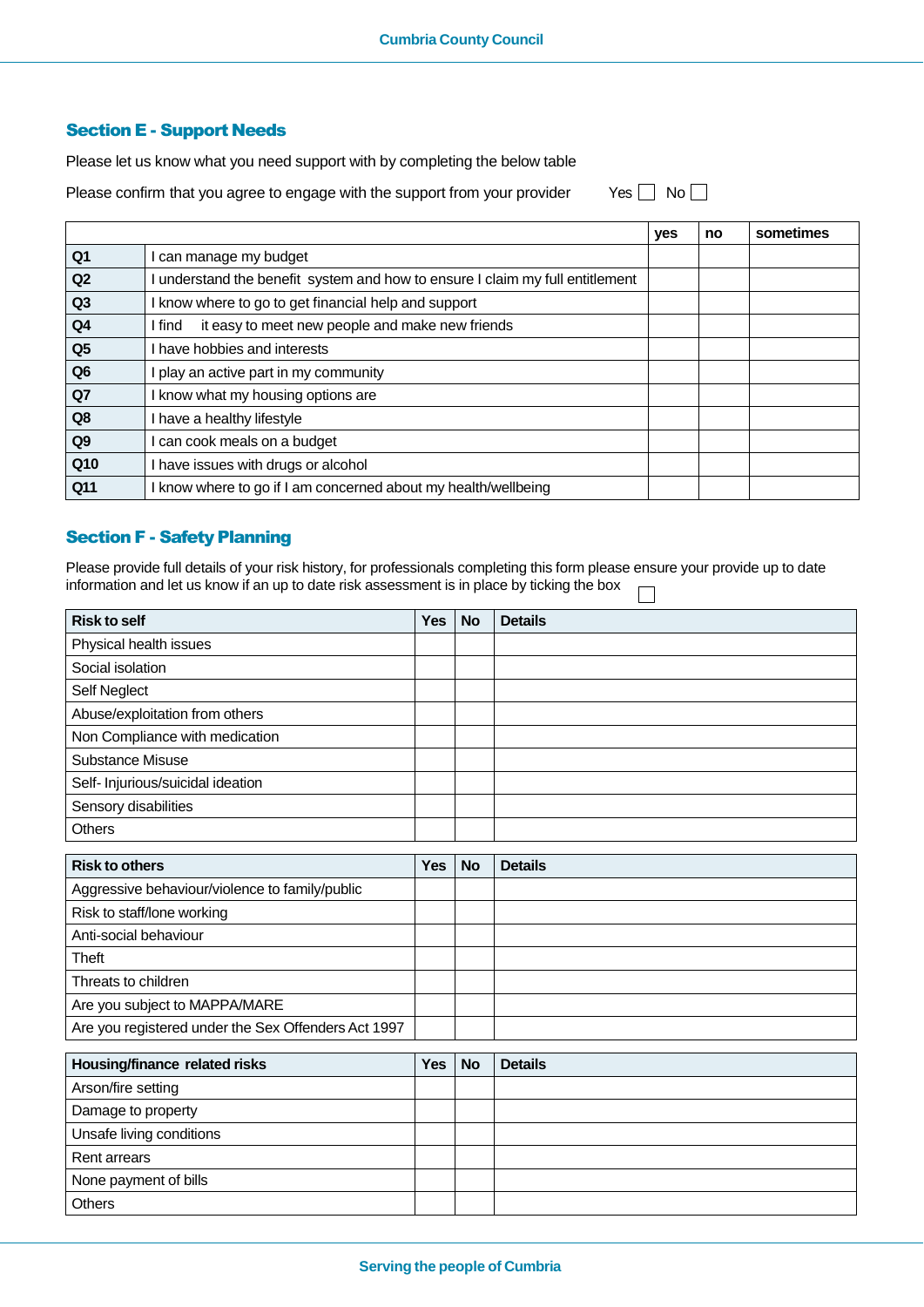## Section E - Support Needs

Please let us know what you need support with by completing the below table

Please confirm that you agree to engage with the support from your provider Yes ☐ No ☐

| | | yes | no | sometimes |
|---|---|---|---|---|
| **Q1** | I can manage my budget | | | |
| **Q2** | I understand the benefit system and how to ensure I claim my full entitlement | | | |
| **Q3** | I know where to go to get financial help and support | | | |
| **Q4** | I find it easy to meet new people and make new friends | | | |
| **Q5** | I have hobbies and interests | | | |
| **Q6** | I play an active part in my community | | | |
| **Q7** | I know what my housing options are | | | |
| **Q8** | I have a healthy lifestyle | | | |
| **Q9** | I can cook meals on a budget | | | |
| **Q10** | I have issues with drugs or alcohol | | | |
| **Q11** | I know where to go if I am concerned about my health/wellbeing | | | |

## Section F - Safety Planning

Please provide full details of your risk history, for professionals completing this form please ensure your provide up to date information and let us know if an up to date risk assessment is in place by ticking the box ☐

| Risk to self | Yes | No | Details |
|---|---|---|---|
| Physical health issues | | | |
| Social isolation | | | |
| Self Neglect | | | |
| Abuse/exploitation from others | | | |
| Non Compliance with medication | | | |
| Substance Misuse | | | |
| Self- Injurious/suicidal ideation | | | |
| Sensory disabilities | | | |
| Others | | | |

| Risk to others | Yes | No | Details |
|---|---|---|---|
| Aggressive behaviour/violence to family/public | | | |
| Risk to staff/lone working | | | |
| Anti-social behaviour | | | |
| Theft | | | |
| Threats to children | | | |
| Are you subject to MAPPA/MARE | | | |
| Are you registered under the Sex Offenders Act 1997 | | | |

| Housing/finance related risks | Yes | No | Details |
|---|---|---|---|
| Arson/fire setting | | | |
| Damage to property | | | |
| Unsafe living conditions | | | |
| Rent arrears | | | |
| None payment of bills | | | |
| Others | | | |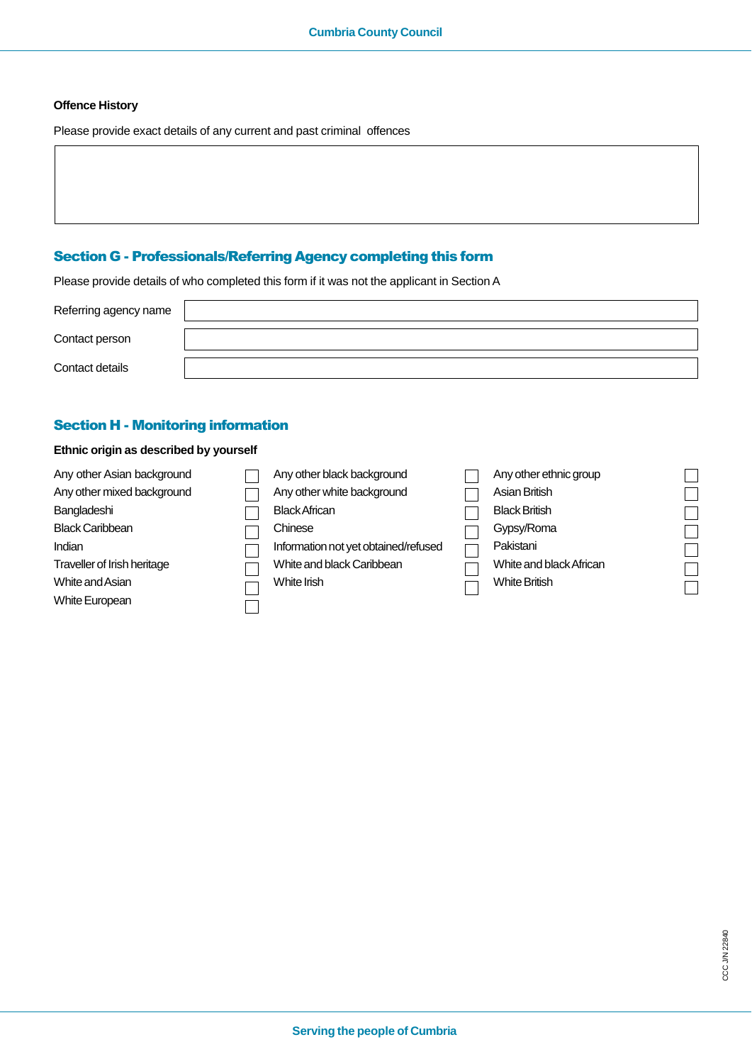**Offence History**

Please provide exact details of any current and past criminal offences

## Section G - Professionals/Referring Agency completing this form

Please provide details of who completed this form if it was not the applicant in Section A

| | |
|---|---|
| Referring agency name | |
| Contact person | |
| Contact details | |

## Section H - Monitoring information

**Ethnic origin as described by yourself**

| | | | | | |
|---|---|---|---|---|---|
| Any other Asian background | ☐ | Any other black background | ☐ | Any other ethnic group | ☐ |
| Any other mixed background | ☐ | Any other white background | ☐ | Asian British | ☐ |
| Bangladeshi | ☐ | Black African | ☐ | Black British | ☐ |
| Black Caribbean | ☐ | Chinese | ☐ | Gypsy/Roma | ☐ |
| Indian | ☐ | Information not yet obtained/refused | ☐ | Pakistani | ☐ |
| Traveller of Irish heritage | ☐ | White and black Caribbean | ☐ | White and black African | ☐ |
| White and Asian | ☐ | White Irish | ☐ | White British | ☐ |
| White European | ☐ | | | | |

CCC J/N 22840